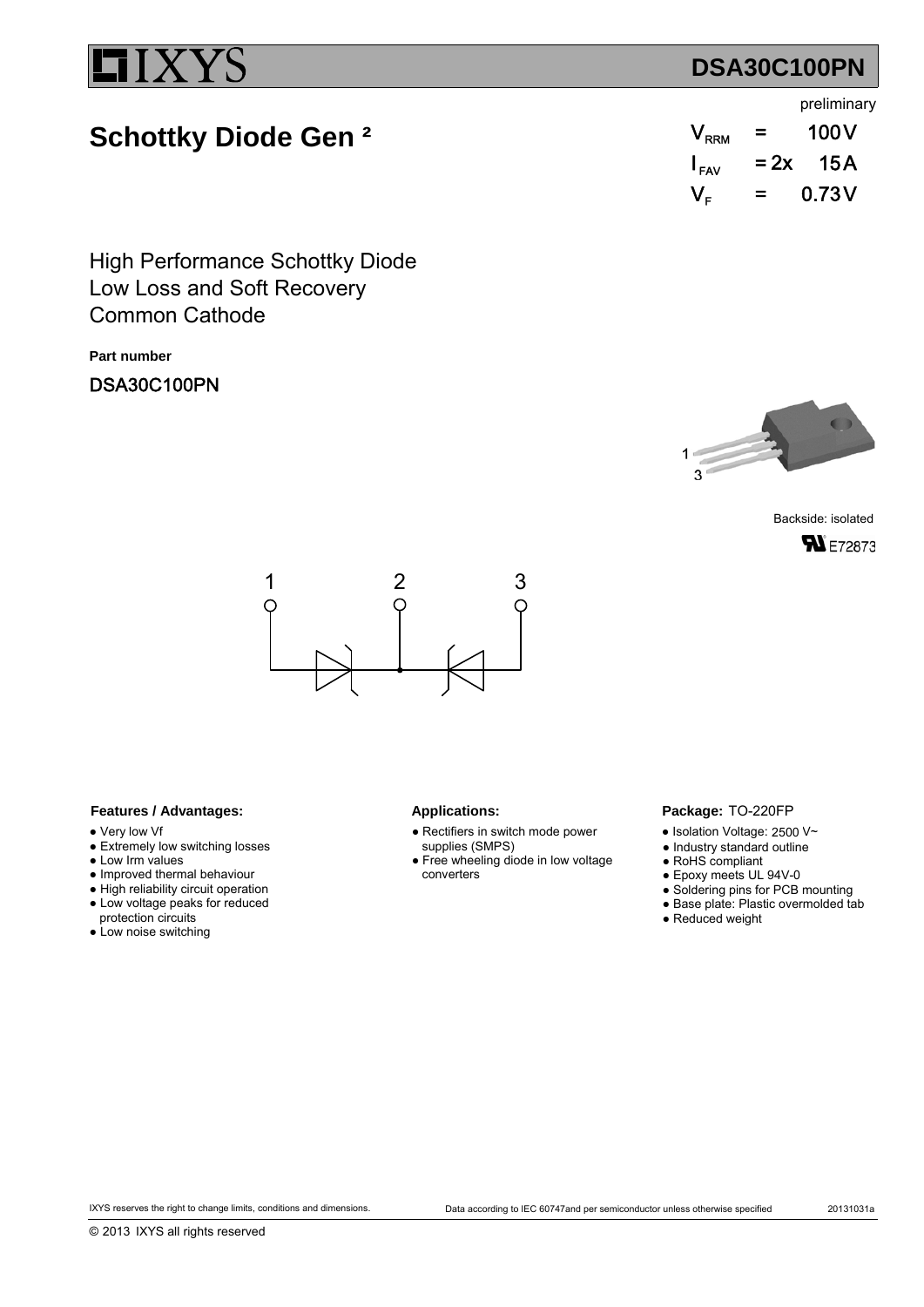# IXYS

## DSA30C100PN

preliminary

## Schottky Diode Gen ²

$V_{RRM}$ = 100 V

$I_{FAV}$ = 2x 15 A

$V_F$ = 0.73 V

High Performance Schottky Diode
Low Loss and Soft Recovery
Common Cathode

**Part number**

DSA30C100PN

1
3

Backside: isolated

E72873

1 2 3

**Features / Advantages:**

- Very low Vf
- Extremely low switching losses
- Low Irm values
- Improved thermal behaviour
- High reliability circuit operation
- Low voltage peaks for reduced protection circuits
- Low noise switching

**Applications:**

- Rectifiers in switch mode power supplies (SMPS)
- Free wheeling diode in low voltage converters

**Package:** TO-220FP

- Isolation Voltage: 2500 V~
- Industry standard outline
- RoHS compliant
- Epoxy meets UL 94V-0
- Soldering pins for PCB mounting
- Base plate: Plastic overmolded tab
- Reduced weight

IXYS reserves the right to change limits, conditions and dimensions. Data according to IEC 60747and per semiconductor unless otherwise specified 20131031a

© 2013 IXYS all rights reserved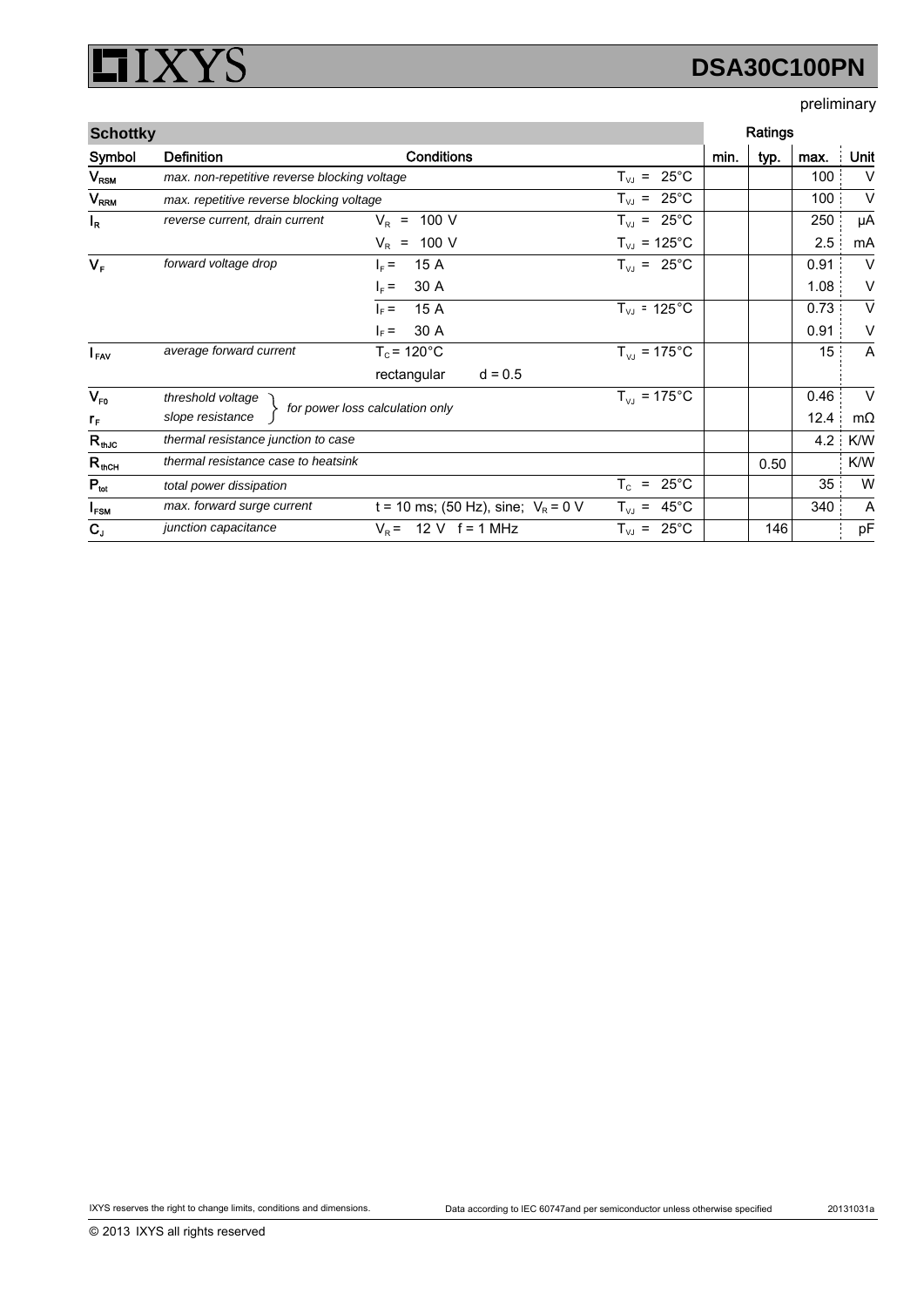# DSA30C100PN

preliminary

| Schottky | | | | Ratings | | | |
|---|---|---|---|---|---|---|---|
| **Symbol** | **Definition** | **Conditions** | | **min.** | **typ.** | **max.** | **Unit** |
| $V_{RSM}$ | *max. non-repetitive reverse blocking voltage* | | $T_{VJ}$ = 25°C | | | 100 | V |
| $V_{RRM}$ | *max. repetitive reverse blocking voltage* | | $T_{VJ}$ = 25°C | | | 100 | V |
| $I_R$ | *reverse current, drain current* | $V_R$ = 100 V | $T_{VJ}$ = 25°C | | | 250 | µA |
| | | $V_R$ = 100 V | $T_{VJ}$ = 125°C | | | 2.5 | mA |
| $V_F$ | *forward voltage drop* | $I_F$ = 15 A | $T_{VJ}$ = 25°C | | | 0.91 | V |
| | | $I_F$ = 30 A | | | | 1.08 | V |
| | | $I_F$ = 15 A | $T_{VJ}$ = 125°C | | | 0.73 | V |
| | | $I_F$ = 30 A | | | | 0.91 | V |
| $I_{FAV}$ | *average forward current* | $T_C$ = 120°C | $T_{VJ}$ = 175°C | | | 15 | A |
| | | rectangular d = 0.5 | | | | | |
| $V_{F0}$ | *threshold voltage* | *for power loss calculation only* | $T_{VJ}$ = 175°C | | | 0.46 | V |
| $r_F$ | *slope resistance* | | | | | 12.4 | mΩ |
| $R_{thJC}$ | *thermal resistance junction to case* | | | | | 4.2 | K/W |
| $R_{thCH}$ | *thermal resistance case to heatsink* | | | | 0.50 | | K/W |
| $P_{tot}$ | *total power dissipation* | | $T_C$ = 25°C | | | 35 | W |
| $I_{FSM}$ | *max. forward surge current* | t = 10 ms; (50 Hz), sine; $V_R$ = 0 V | $T_{VJ}$ = 45°C | | | 340 | A |
| $C_J$ | *junction capacitance* | $V_R$ = 12 V f = 1 MHz | $T_{VJ}$ = 25°C | | 146 | | pF |

IXYS reserves the right to change limits, conditions and dimensions. Data according to IEC 60747and per semiconductor unless otherwise specified 20131031a

© 2013 IXYS all rights reserved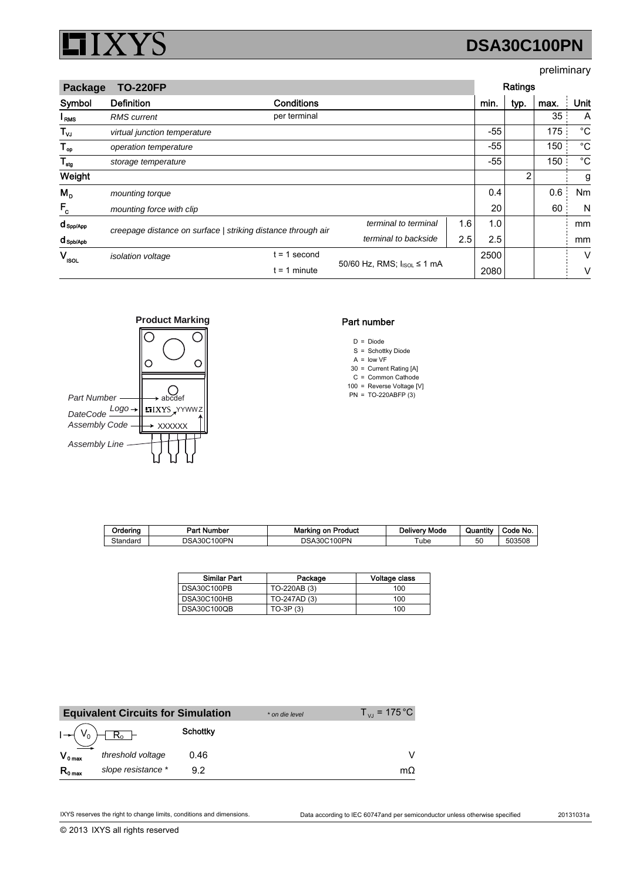# DSA30C100PN

preliminary

| Package TO-220FP | | | | | Ratings | | | |
|---|---|---|---|---|---|---|---|---|
| **Symbol** | **Definition** | **Conditions** | | | **min.** | **typ.** | **max.** | **Unit** |
| $I_{RMS}$ | *RMS current* | per terminal | | | | | 35 | A |
| $T_{VJ}$ | *virtual junction temperature* | | | | -55 | | 175 | °C |
| $T_{op}$ | *operation temperature* | | | | -55 | | 150 | °C |
| $T_{stg}$ | *storage temperature* | | | | -55 | | 150 | °C |
| **Weight** | | | | | | 2 | | g |
| $M_D$ | *mounting torque* | | | | 0.4 | | 0.6 | Nm |
| $F_C$ | *mounting force with clip* | | | | 20 | | 60 | N |
| $d_{Spp/App}$ | *creepage distance on surface \| striking distance through air* | | *terminal to terminal* | 1.6 | 1.0 | | | mm |
| $d_{Spb/Apb}$ | | | *terminal to backside* | 2.5 | 2.5 | | | mm |
| $V_{ISOL}$ | *isolation voltage* | t = 1 second | 50/60 Hz, RMS; $I_{ISOL} \leq 1$ mA | | 2500 | | | V |
| | | t = 1 minute | | | 2080 | | | V |

**Product Marking**

Part Number: abcdef
Logo: IXYS
DateCode: YYWWZ
Assembly Code: XXXXXX
Assembly Line

**Part number**

- D = Diode
- S = Schottky Diode
- A = low VF
- 30 = Current Rating [A]
- C = Common Cathode
- 100 = Reverse Voltage [V]
- PN = TO-220ABFP (3)

| Ordering | Part Number | Marking on Product | Delivery Mode | Quantity | Code No. |
|---|---|---|---|---|---|
| Standard | DSA30C100PN | DSA30C100PN | Tube | 50 | 503508 |

| Similar Part | Package | Voltage class |
|---|---|---|
| DSA30C100PB | TO-220AB (3) | 100 |
| DSA30C100HB | TO-247AD (3) | 100 |
| DSA30C100QB | TO-3P (3) | 100 |

| **Equivalent Circuits for Simulation** | | * on die level | $T_{VJ} = 175\,°C$ |
|---|---|---|---|
| $I \rightarrow V_0 - R_0$ | | **Schottky** | |
| $V_{0\,max}$ | *threshold voltage* | 0.46 | V |
| $R_{0\,max}$ | *slope resistance \** | 9.2 | mΩ |

IXYS reserves the right to change limits, conditions and dimensions. Data according to IEC 60747and per semiconductor unless otherwise specified 20131031a

© 2013 IXYS all rights reserved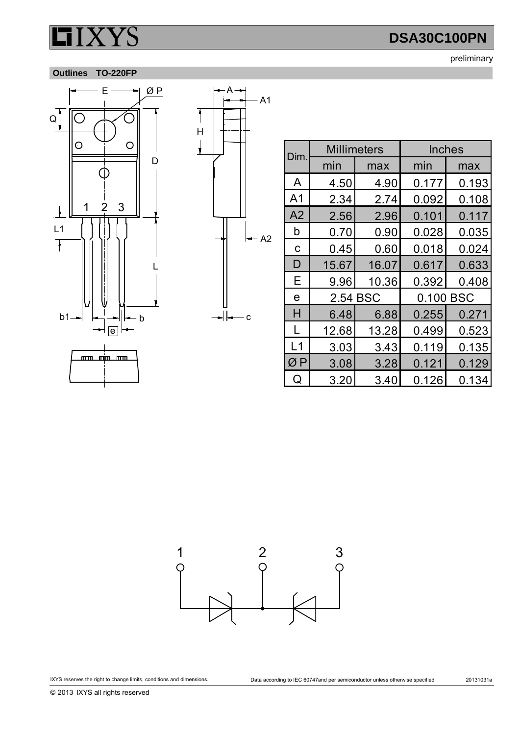preliminary

## Outlines TO-220FP

| Dim. | Millimeters | | Inches | |
|---|---|---|---|---|
| | min | max | min | max |
| A | 4.50 | 4.90 | 0.177 | 0.193 |
| A1 | 2.34 | 2.74 | 0.092 | 0.108 |
| A2 | 2.56 | 2.96 | 0.101 | 0.117 |
| b | 0.70 | 0.90 | 0.028 | 0.035 |
| c | 0.45 | 0.60 | 0.018 | 0.024 |
| D | 15.67 | 16.07 | 0.617 | 0.633 |
| E | 9.96 | 10.36 | 0.392 | 0.408 |
| e | 2.54 BSC | | 0.100 BSC | |
| H | 6.48 | 6.88 | 0.255 | 0.271 |
| L | 12.68 | 13.28 | 0.499 | 0.523 |
| L1 | 3.03 | 3.43 | 0.119 | 0.135 |
| Ø P | 3.08 | 3.28 | 0.121 | 0.129 |
| Q | 3.20 | 3.40 | 0.126 | 0.134 |

IXYS reserves the right to change limits, conditions and dimensions.

Data according to IEC 60747and per semiconductor unless otherwise specified

20131031a

© 2013 IXYS all rights reserved